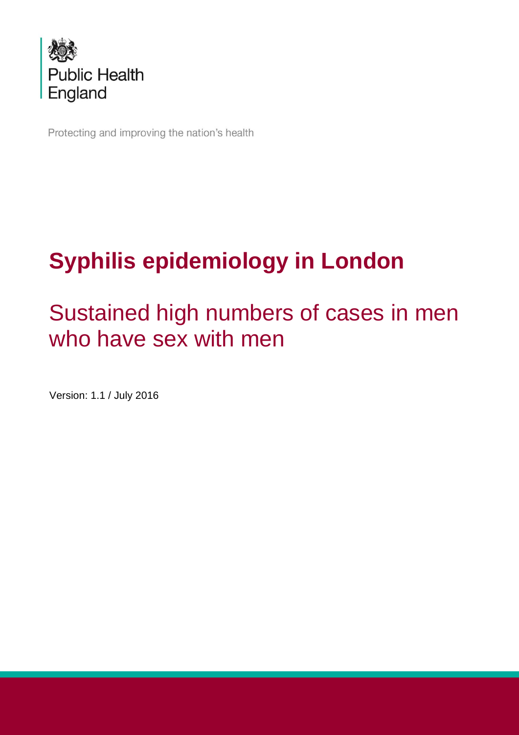Public Health England

Protecting and improving the nation's health

# Syphilis epidemiology in London

## Sustained high numbers of cases in men who have sex with men

Version: 1.1 / July 2016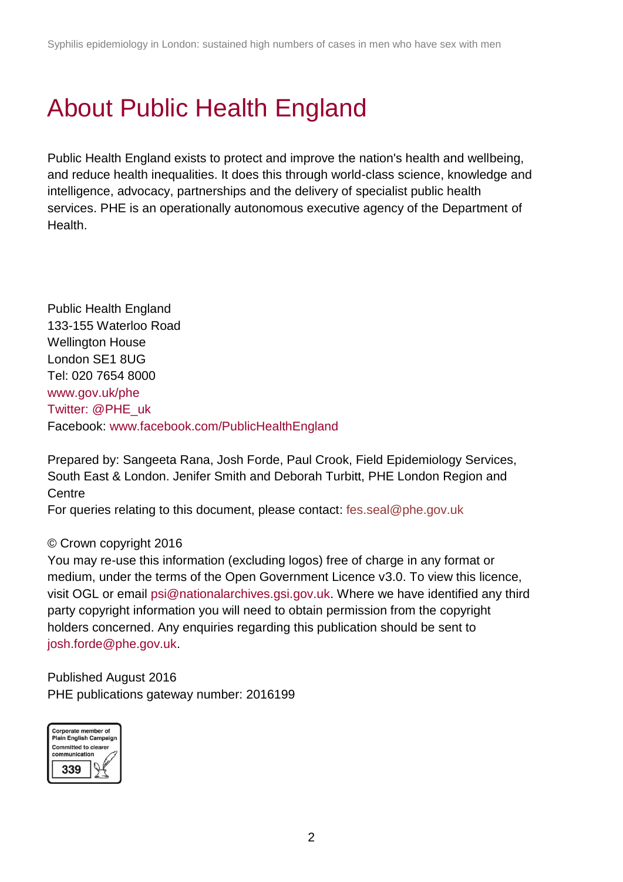# About Public Health England

Public Health England exists to protect and improve the nation's health and wellbeing, and reduce health inequalities. It does this through world-class science, knowledge and intelligence, advocacy, partnerships and the delivery of specialist public health services. PHE is an operationally autonomous executive agency of the Department of Health.

Public Health England
133-155 Waterloo Road
Wellington House
London SE1 8UG
Tel: 020 7654 8000
www.gov.uk/phe
Twitter: @PHE_uk
Facebook: www.facebook.com/PublicHealthEngland

Prepared by: Sangeeta Rana, Josh Forde, Paul Crook, Field Epidemiology Services, South East & London. Jenifer Smith and Deborah Turbitt, PHE London Region and Centre
For queries relating to this document, please contact: fes.seal@phe.gov.uk

© Crown copyright 2016
You may re-use this information (excluding logos) free of charge in any format or medium, under the terms of the Open Government Licence v3.0. To view this licence, visit OGL or email psi@nationalarchives.gsi.gov.uk. Where we have identified any third party copyright information you will need to obtain permission from the copyright holders concerned. Any enquiries regarding this publication should be sent to josh.forde@phe.gov.uk.

Published August 2016
PHE publications gateway number: 2016199

Corporate member of Plain English Campaign
Committed to clearer communication
339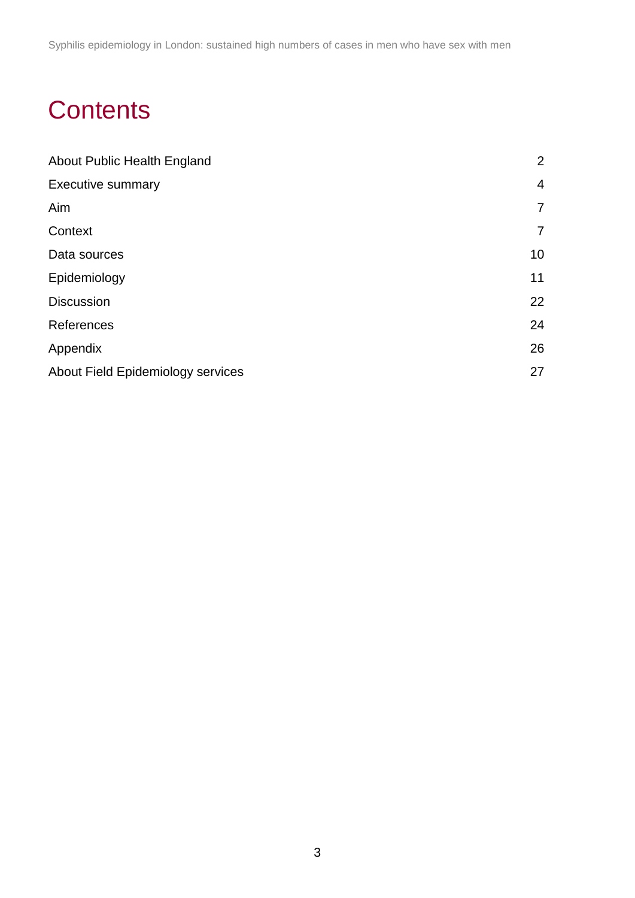# Contents

| | |
|---|---|
| About Public Health England | 2 |
| Executive summary | 4 |
| Aim | 7 |
| Context | 7 |
| Data sources | 10 |
| Epidemiology | 11 |
| Discussion | 22 |
| References | 24 |
| Appendix | 26 |
| About Field Epidemiology services | 27 |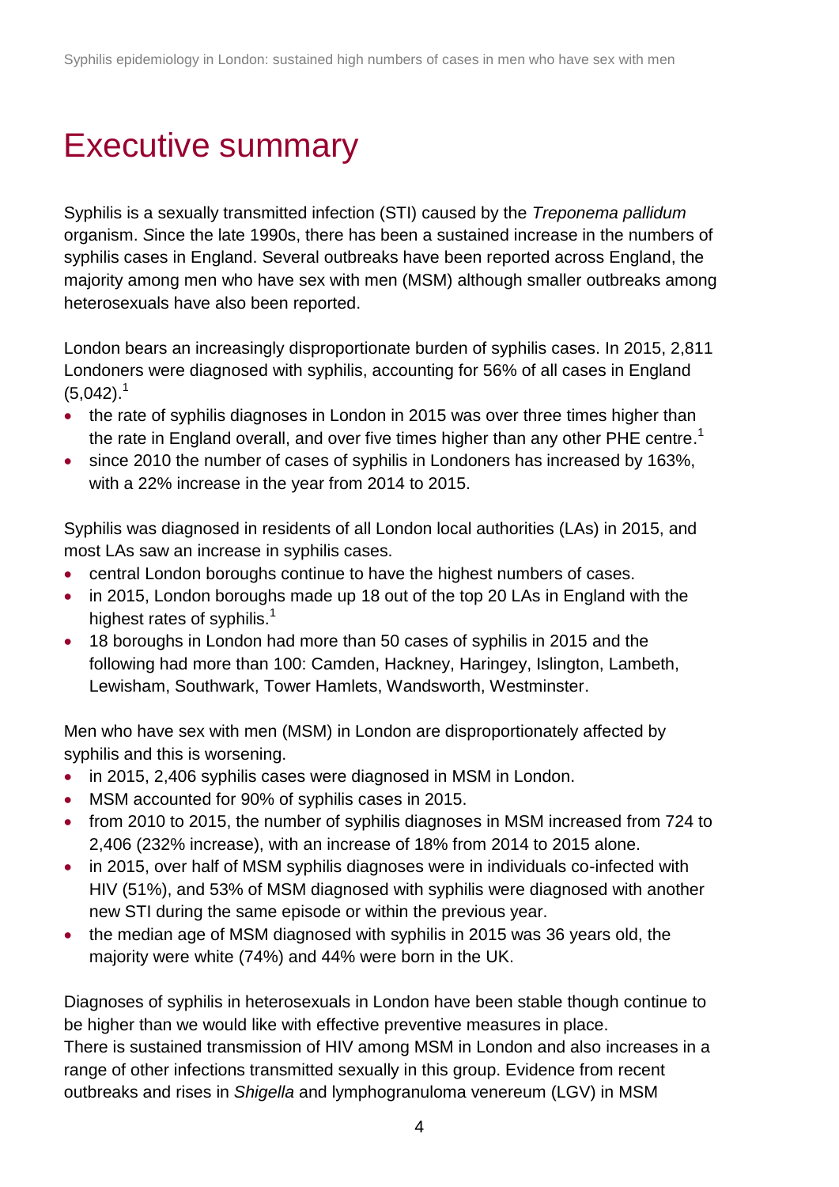# Executive summary

Syphilis is a sexually transmitted infection (STI) caused by the *Treponema pallidum* organism. *S*ince the late 1990s, there has been a sustained increase in the numbers of syphilis cases in England. Several outbreaks have been reported across England, the majority among men who have sex with men (MSM) although smaller outbreaks among heterosexuals have also been reported.

London bears an increasingly disproportionate burden of syphilis cases. In 2015, 2,811 Londoners were diagnosed with syphilis, accounting for 56% of all cases in England (5,042).[1]

- the rate of syphilis diagnoses in London in 2015 was over three times higher than the rate in England overall, and over five times higher than any other PHE centre.[1]
- since 2010 the number of cases of syphilis in Londoners has increased by 163%, with a 22% increase in the year from 2014 to 2015.

Syphilis was diagnosed in residents of all London local authorities (LAs) in 2015, and most LAs saw an increase in syphilis cases.

- central London boroughs continue to have the highest numbers of cases.
- in 2015, London boroughs made up 18 out of the top 20 LAs in England with the highest rates of syphilis.[1]
- 18 boroughs in London had more than 50 cases of syphilis in 2015 and the following had more than 100: Camden, Hackney, Haringey, Islington, Lambeth, Lewisham, Southwark, Tower Hamlets, Wandsworth, Westminster.

Men who have sex with men (MSM) in London are disproportionately affected by syphilis and this is worsening.

- in 2015, 2,406 syphilis cases were diagnosed in MSM in London.
- MSM accounted for 90% of syphilis cases in 2015.
- from 2010 to 2015, the number of syphilis diagnoses in MSM increased from 724 to 2,406 (232% increase), with an increase of 18% from 2014 to 2015 alone.
- in 2015, over half of MSM syphilis diagnoses were in individuals co-infected with HIV (51%), and 53% of MSM diagnosed with syphilis were diagnosed with another new STI during the same episode or within the previous year.
- the median age of MSM diagnosed with syphilis in 2015 was 36 years old, the majority were white (74%) and 44% were born in the UK.

Diagnoses of syphilis in heterosexuals in London have been stable though continue to be higher than we would like with effective preventive measures in place.
There is sustained transmission of HIV among MSM in London and also increases in a range of other infections transmitted sexually in this group. Evidence from recent outbreaks and rises in *Shigella* and lymphogranuloma venereum (LGV) in MSM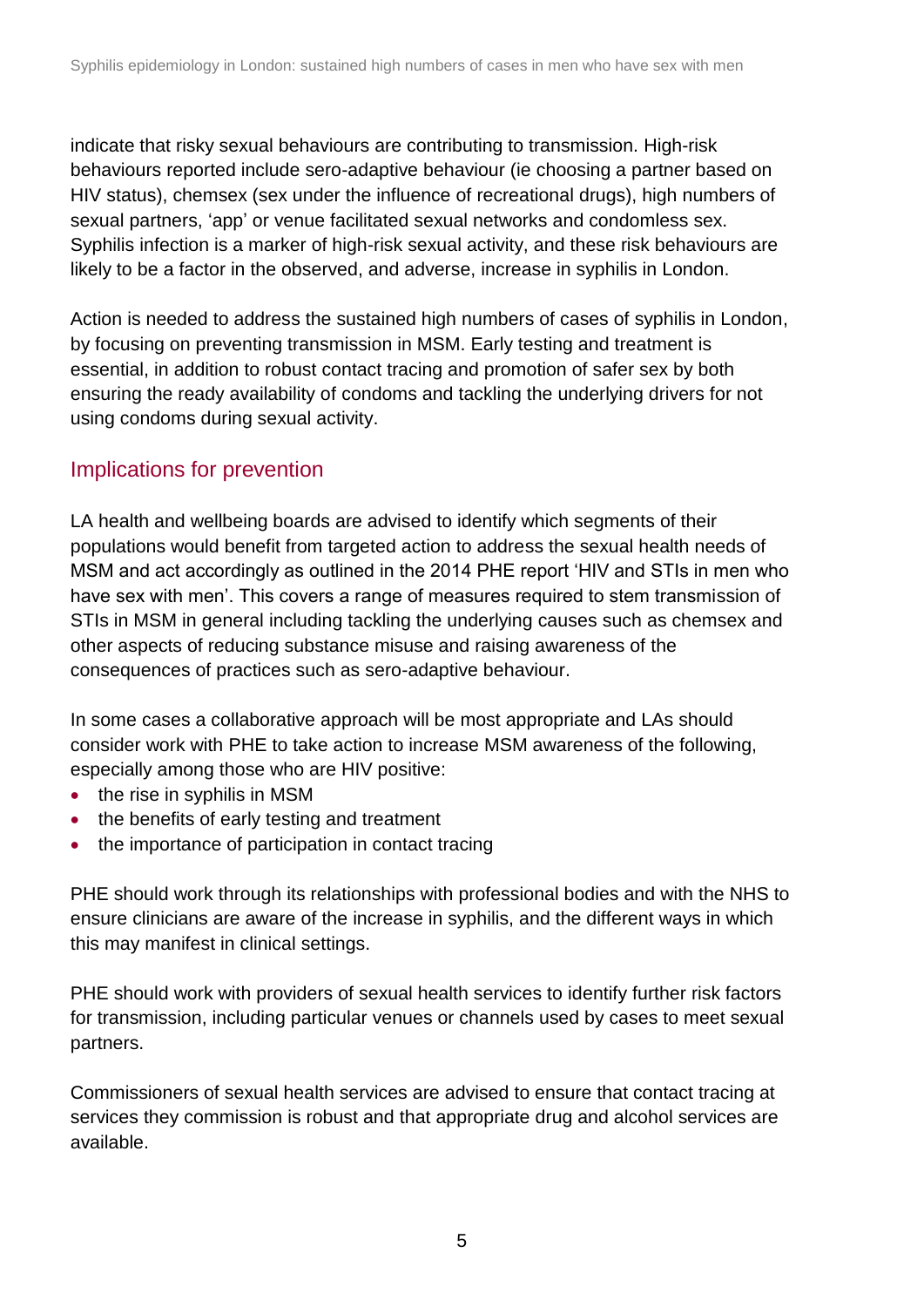indicate that risky sexual behaviours are contributing to transmission. High-risk behaviours reported include sero-adaptive behaviour (ie choosing a partner based on HIV status), chemsex (sex under the influence of recreational drugs), high numbers of sexual partners, 'app' or venue facilitated sexual networks and condomless sex. Syphilis infection is a marker of high-risk sexual activity, and these risk behaviours are likely to be a factor in the observed, and adverse, increase in syphilis in London.

Action is needed to address the sustained high numbers of cases of syphilis in London, by focusing on preventing transmission in MSM. Early testing and treatment is essential, in addition to robust contact tracing and promotion of safer sex by both ensuring the ready availability of condoms and tackling the underlying drivers for not using condoms during sexual activity.

## Implications for prevention

LA health and wellbeing boards are advised to identify which segments of their populations would benefit from targeted action to address the sexual health needs of MSM and act accordingly as outlined in the 2014 PHE report 'HIV and STIs in men who have sex with men'. This covers a range of measures required to stem transmission of STIs in MSM in general including tackling the underlying causes such as chemsex and other aspects of reducing substance misuse and raising awareness of the consequences of practices such as sero-adaptive behaviour.

In some cases a collaborative approach will be most appropriate and LAs should consider work with PHE to take action to increase MSM awareness of the following, especially among those who are HIV positive:

- the rise in syphilis in MSM
- the benefits of early testing and treatment
- the importance of participation in contact tracing

PHE should work through its relationships with professional bodies and with the NHS to ensure clinicians are aware of the increase in syphilis, and the different ways in which this may manifest in clinical settings.

PHE should work with providers of sexual health services to identify further risk factors for transmission, including particular venues or channels used by cases to meet sexual partners.

Commissioners of sexual health services are advised to ensure that contact tracing at services they commission is robust and that appropriate drug and alcohol services are available.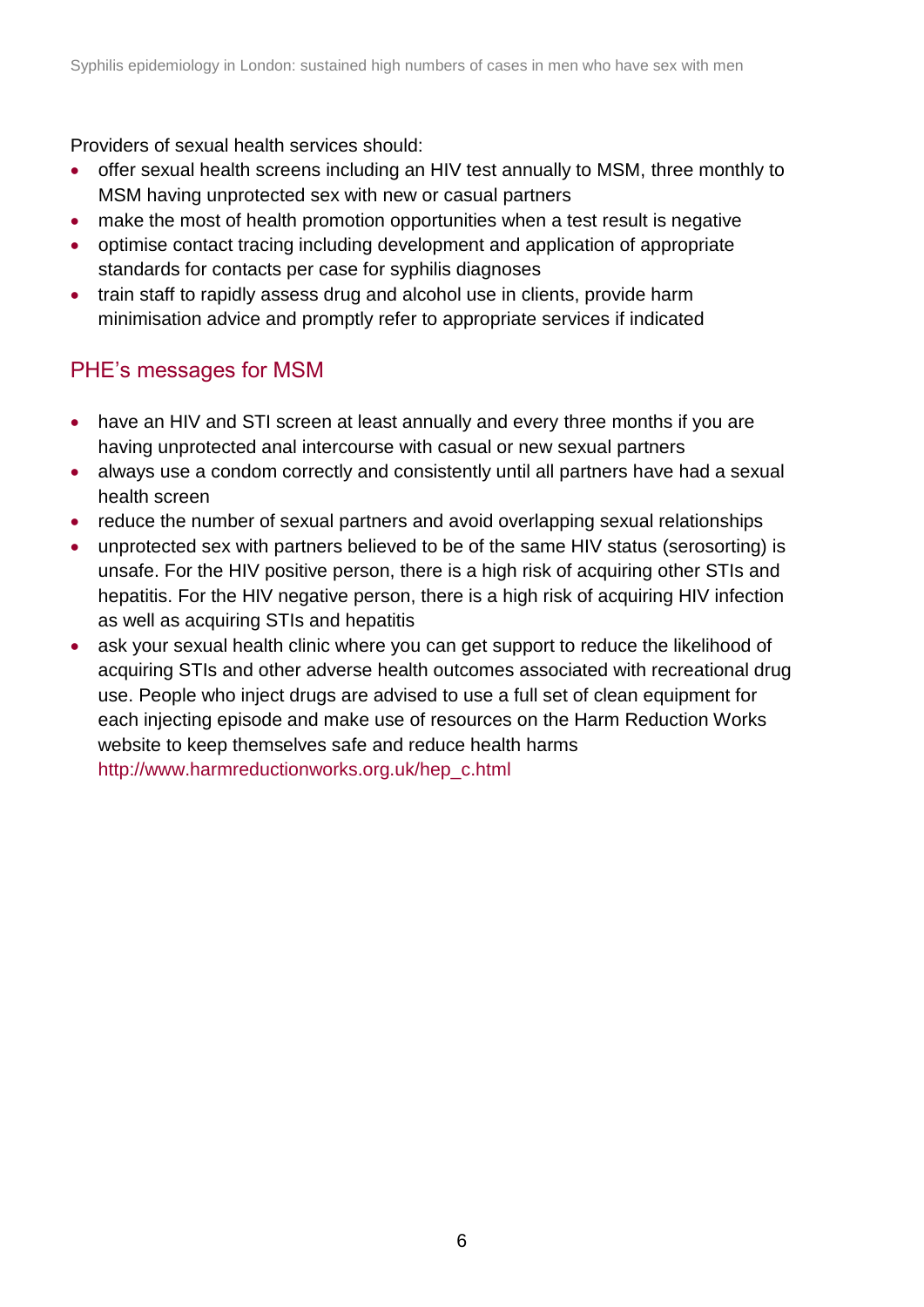Providers of sexual health services should:

- offer sexual health screens including an HIV test annually to MSM, three monthly to MSM having unprotected sex with new or casual partners
- make the most of health promotion opportunities when a test result is negative
- optimise contact tracing including development and application of appropriate standards for contacts per case for syphilis diagnoses
- train staff to rapidly assess drug and alcohol use in clients, provide harm minimisation advice and promptly refer to appropriate services if indicated

## PHE's messages for MSM

- have an HIV and STI screen at least annually and every three months if you are having unprotected anal intercourse with casual or new sexual partners
- always use a condom correctly and consistently until all partners have had a sexual health screen
- reduce the number of sexual partners and avoid overlapping sexual relationships
- unprotected sex with partners believed to be of the same HIV status (serosorting) is unsafe. For the HIV positive person, there is a high risk of acquiring other STIs and hepatitis. For the HIV negative person, there is a high risk of acquiring HIV infection as well as acquiring STIs and hepatitis
- ask your sexual health clinic where you can get support to reduce the likelihood of acquiring STIs and other adverse health outcomes associated with recreational drug use. People who inject drugs are advised to use a full set of clean equipment for each injecting episode and make use of resources on the Harm Reduction Works website to keep themselves safe and reduce health harms http://www.harmreductionworks.org.uk/hep_c.html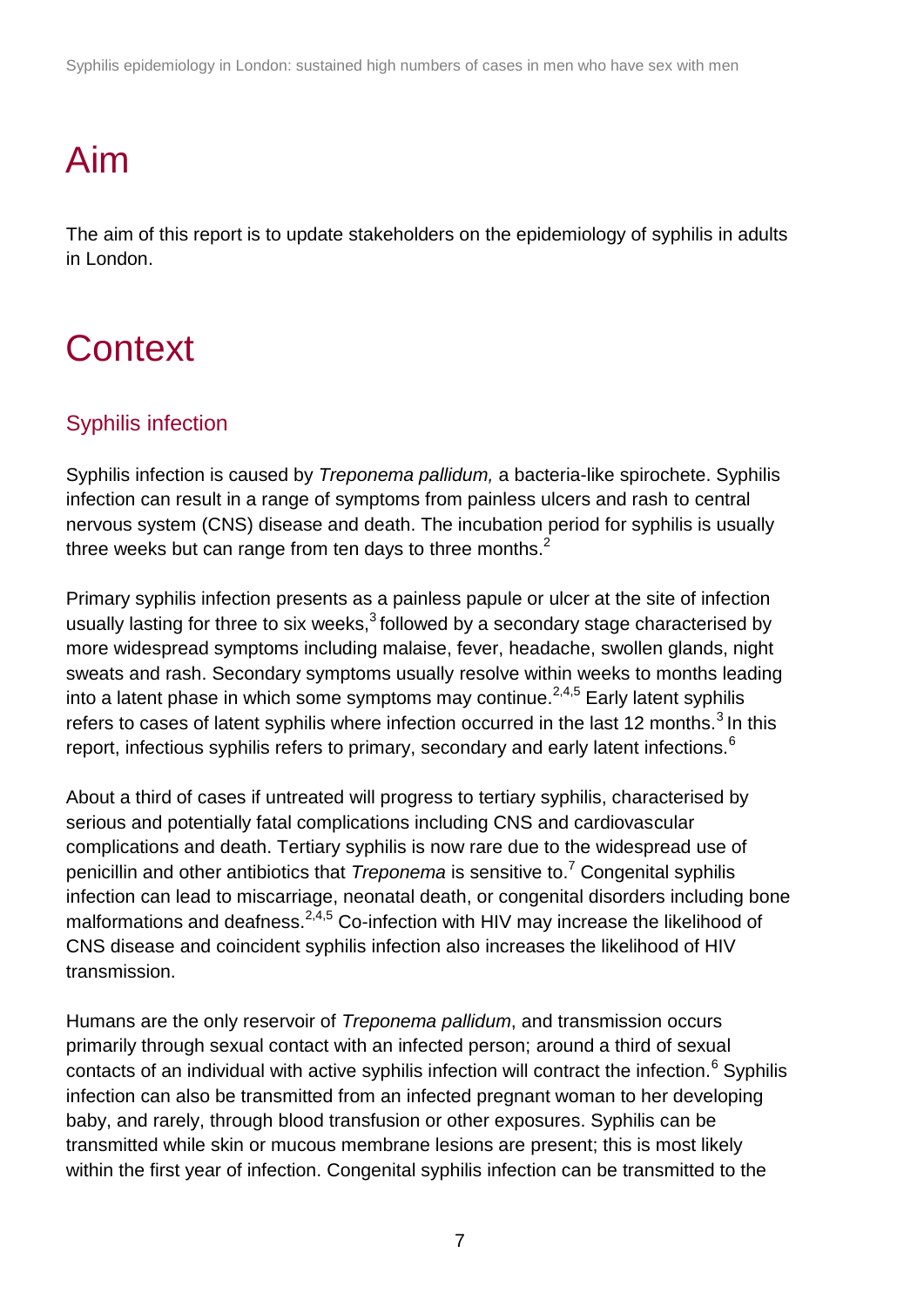# Aim

The aim of this report is to update stakeholders on the epidemiology of syphilis in adults in London.

# Context

## Syphilis infection

Syphilis infection is caused by *Treponema pallidum,* a bacteria-like spirochete. Syphilis infection can result in a range of symptoms from painless ulcers and rash to central nervous system (CNS) disease and death. The incubation period for syphilis is usually three weeks but can range from ten days to three months.[2]

Primary syphilis infection presents as a painless papule or ulcer at the site of infection usually lasting for three to six weeks,[3] followed by a secondary stage characterised by more widespread symptoms including malaise, fever, headache, swollen glands, night sweats and rash. Secondary symptoms usually resolve within weeks to months leading into a latent phase in which some symptoms may continue.[2,4,5] Early latent syphilis refers to cases of latent syphilis where infection occurred in the last 12 months.[3] In this report, infectious syphilis refers to primary, secondary and early latent infections.[6]

About a third of cases if untreated will progress to tertiary syphilis, characterised by serious and potentially fatal complications including CNS and cardiovascular complications and death. Tertiary syphilis is now rare due to the widespread use of penicillin and other antibiotics that *Treponema* is sensitive to.[7] Congenital syphilis infection can lead to miscarriage, neonatal death, or congenital disorders including bone malformations and deafness.[2,4,5] Co-infection with HIV may increase the likelihood of CNS disease and coincident syphilis infection also increases the likelihood of HIV transmission.

Humans are the only reservoir of *Treponema pallidum*, and transmission occurs primarily through sexual contact with an infected person; around a third of sexual contacts of an individual with active syphilis infection will contract the infection.[6] Syphilis infection can also be transmitted from an infected pregnant woman to her developing baby, and rarely, through blood transfusion or other exposures. Syphilis can be transmitted while skin or mucous membrane lesions are present; this is most likely within the first year of infection. Congenital syphilis infection can be transmitted to the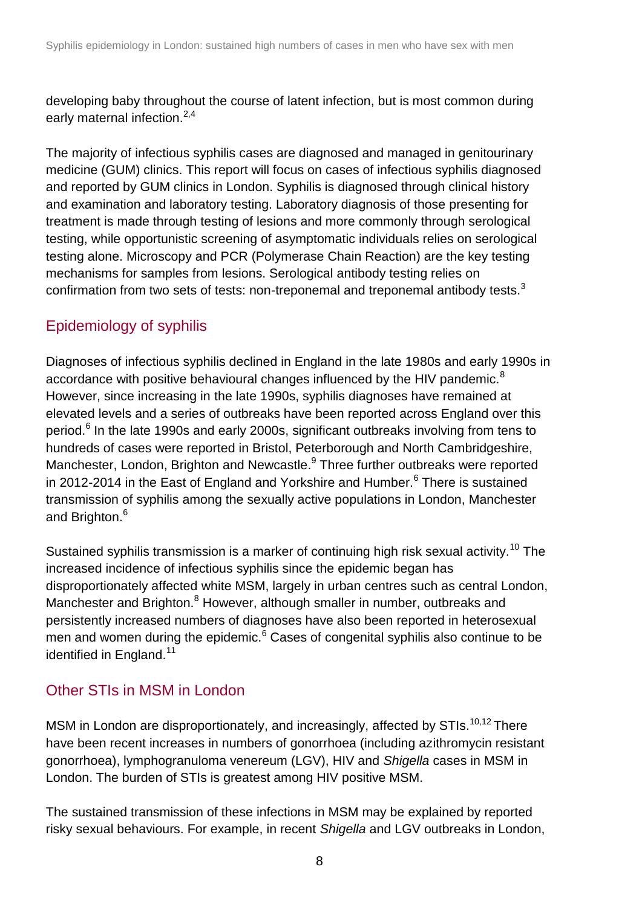developing baby throughout the course of latent infection, but is most common during early maternal infection.[2,4]

The majority of infectious syphilis cases are diagnosed and managed in genitourinary medicine (GUM) clinics. This report will focus on cases of infectious syphilis diagnosed and reported by GUM clinics in London. Syphilis is diagnosed through clinical history and examination and laboratory testing. Laboratory diagnosis of those presenting for treatment is made through testing of lesions and more commonly through serological testing, while opportunistic screening of asymptomatic individuals relies on serological testing alone. Microscopy and PCR (Polymerase Chain Reaction) are the key testing mechanisms for samples from lesions. Serological antibody testing relies on confirmation from two sets of tests: non-treponemal and treponemal antibody tests.[3]

## Epidemiology of syphilis

Diagnoses of infectious syphilis declined in England in the late 1980s and early 1990s in accordance with positive behavioural changes influenced by the HIV pandemic.[8] However, since increasing in the late 1990s, syphilis diagnoses have remained at elevated levels and a series of outbreaks have been reported across England over this period.[6] In the late 1990s and early 2000s, significant outbreaks involving from tens to hundreds of cases were reported in Bristol, Peterborough and North Cambridgeshire, Manchester, London, Brighton and Newcastle.[9] Three further outbreaks were reported in 2012-2014 in the East of England and Yorkshire and Humber.[6] There is sustained transmission of syphilis among the sexually active populations in London, Manchester and Brighton.[6]

Sustained syphilis transmission is a marker of continuing high risk sexual activity.[10] The increased incidence of infectious syphilis since the epidemic began has disproportionately affected white MSM, largely in urban centres such as central London, Manchester and Brighton.[8] However, although smaller in number, outbreaks and persistently increased numbers of diagnoses have also been reported in heterosexual men and women during the epidemic.[6] Cases of congenital syphilis also continue to be identified in England.[11]

## Other STIs in MSM in London

MSM in London are disproportionately, and increasingly, affected by STIs.[10,12] There have been recent increases in numbers of gonorrhoea (including azithromycin resistant gonorrhoea), lymphogranuloma venereum (LGV), HIV and *Shigella* cases in MSM in London. The burden of STIs is greatest among HIV positive MSM.

The sustained transmission of these infections in MSM may be explained by reported risky sexual behaviours. For example, in recent *Shigella* and LGV outbreaks in London,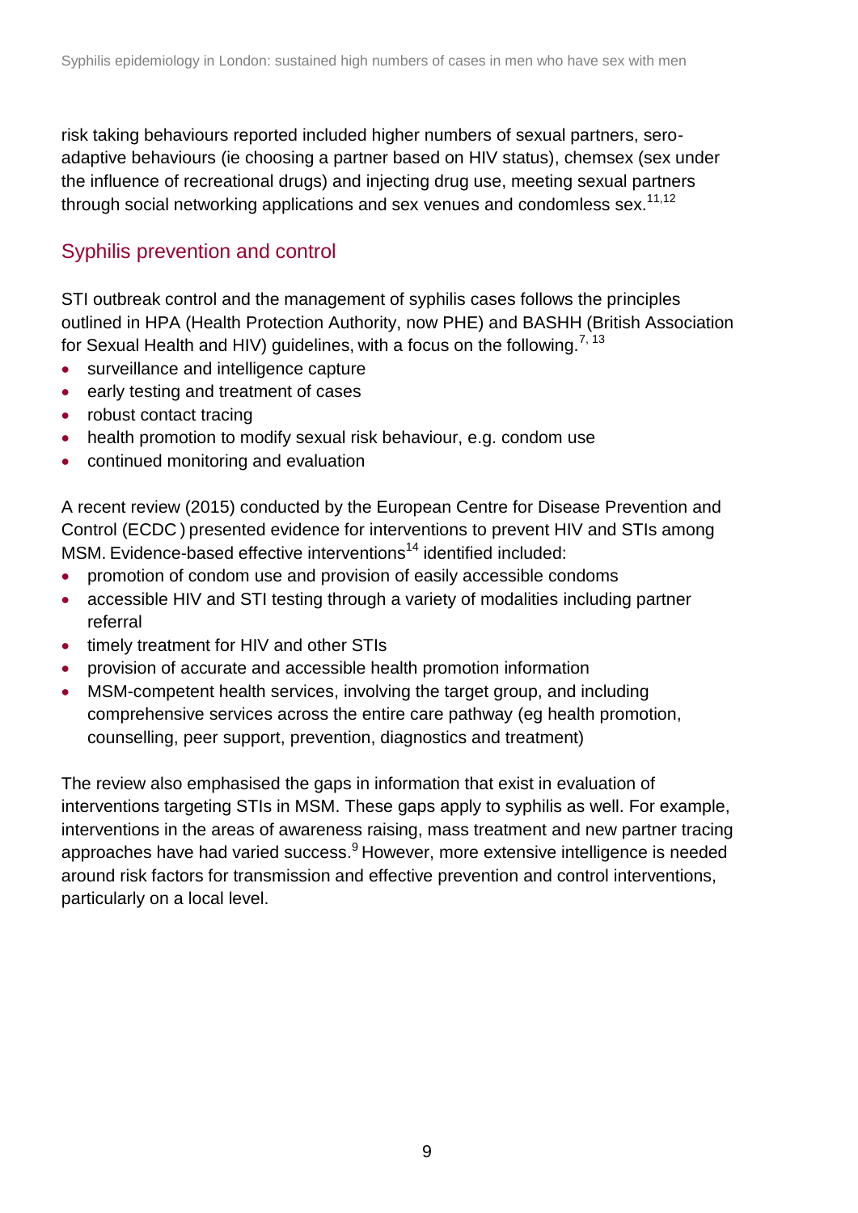risk taking behaviours reported included higher numbers of sexual partners, sero-adaptive behaviours (ie choosing a partner based on HIV status), chemsex (sex under the influence of recreational drugs) and injecting drug use, meeting sexual partners through social networking applications and sex venues and condomless sex.[11,12]

## Syphilis prevention and control

STI outbreak control and the management of syphilis cases follows the principles outlined in HPA (Health Protection Authority, now PHE) and BASHH (British Association for Sexual Health and HIV) guidelines, with a focus on the following.[7, 13]

- surveillance and intelligence capture
- early testing and treatment of cases
- robust contact tracing
- health promotion to modify sexual risk behaviour, e.g. condom use
- continued monitoring and evaluation

A recent review (2015) conducted by the European Centre for Disease Prevention and Control (ECDC ) presented evidence for interventions to prevent HIV and STIs among MSM. Evidence-based effective interventions[14] identified included:

- promotion of condom use and provision of easily accessible condoms
- accessible HIV and STI testing through a variety of modalities including partner referral
- timely treatment for HIV and other STIs
- provision of accurate and accessible health promotion information
- MSM-competent health services, involving the target group, and including comprehensive services across the entire care pathway (eg health promotion, counselling, peer support, prevention, diagnostics and treatment)

The review also emphasised the gaps in information that exist in evaluation of interventions targeting STIs in MSM. These gaps apply to syphilis as well. For example, interventions in the areas of awareness raising, mass treatment and new partner tracing approaches have had varied success.[9] However, more extensive intelligence is needed around risk factors for transmission and effective prevention and control interventions, particularly on a local level.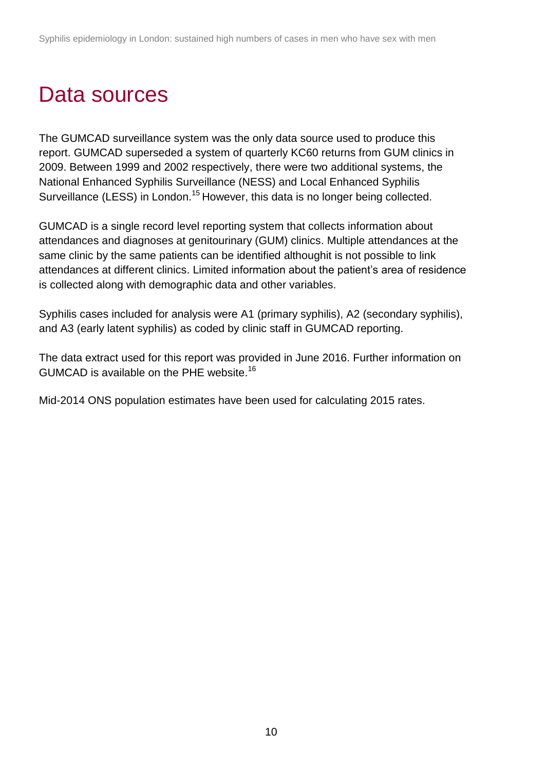# Data sources

The GUMCAD surveillance system was the only data source used to produce this report. GUMCAD superseded a system of quarterly KC60 returns from GUM clinics in 2009. Between 1999 and 2002 respectively, there were two additional systems, the National Enhanced Syphilis Surveillance (NESS) and Local Enhanced Syphilis Surveillance (LESS) in London.[15] However, this data is no longer being collected.

GUMCAD is a single record level reporting system that collects information about attendances and diagnoses at genitourinary (GUM) clinics. Multiple attendances at the same clinic by the same patients can be identified althoughit is not possible to link attendances at different clinics. Limited information about the patient's area of residence is collected along with demographic data and other variables.

Syphilis cases included for analysis were A1 (primary syphilis), A2 (secondary syphilis), and A3 (early latent syphilis) as coded by clinic staff in GUMCAD reporting.

The data extract used for this report was provided in June 2016. Further information on GUMCAD is available on the PHE website.[16]

Mid-2014 ONS population estimates have been used for calculating 2015 rates.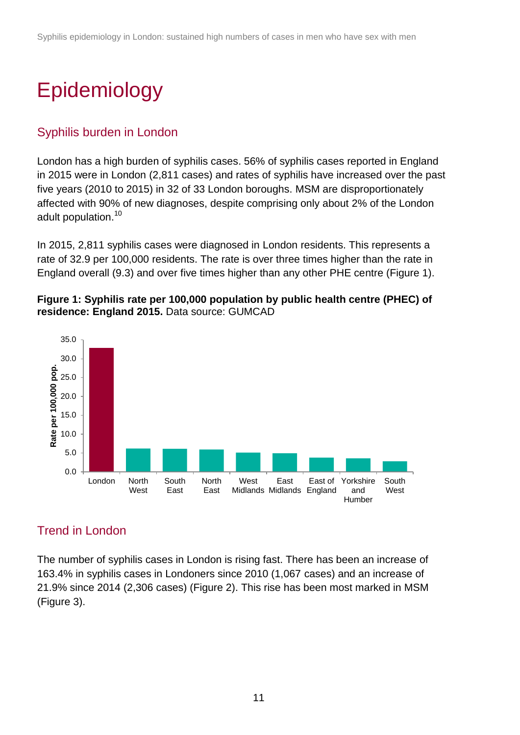# Epidemiology

## Syphilis burden in London

London has a high burden of syphilis cases. 56% of syphilis cases reported in England in 2015 were in London (2,811 cases) and rates of syphilis have increased over the past five years (2010 to 2015) in 32 of 33 London boroughs. MSM are disproportionately affected with 90% of new diagnoses, despite comprising only about 2% of the London adult population.[10]

In 2015, 2,811 syphilis cases were diagnosed in London residents. This represents a rate of 32.9 per 100,000 residents. The rate is over three times higher than the rate in England overall (9.3) and over five times higher than any other PHE centre (Figure 1).

**Figure 1: Syphilis rate per 100,000 population by public health centre (PHEC) of residence: England 2015.** Data source: GUMCAD

## Trend in London

The number of syphilis cases in London is rising fast. There has been an increase of 163.4% in syphilis cases in Londoners since 2010 (1,067 cases) and an increase of 21.9% since 2014 (2,306 cases) (Figure 2). This rise has been most marked in MSM (Figure 3).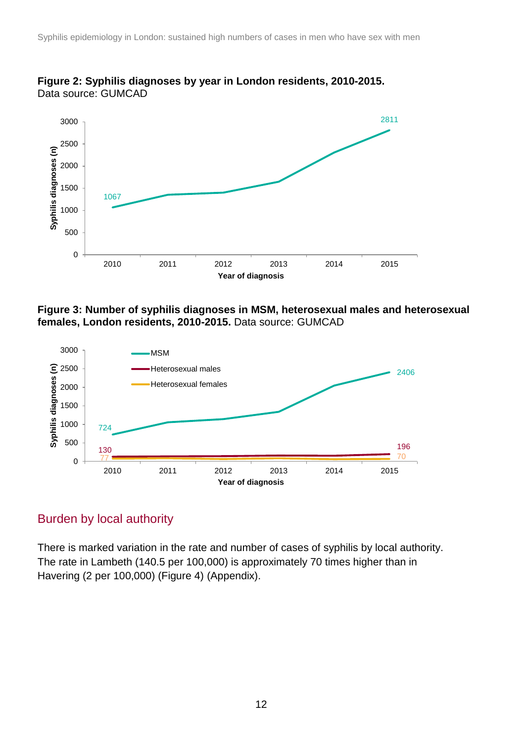**Figure 2: Syphilis diagnoses by year in London residents, 2010-2015.**
Data source: GUMCAD

**Figure 3: Number of syphilis diagnoses in MSM, heterosexual males and heterosexual females, London residents, 2010-2015.** Data source: GUMCAD

## Burden by local authority

There is marked variation in the rate and number of cases of syphilis by local authority. The rate in Lambeth (140.5 per 100,000) is approximately 70 times higher than in Havering (2 per 100,000) (Figure 4) (Appendix).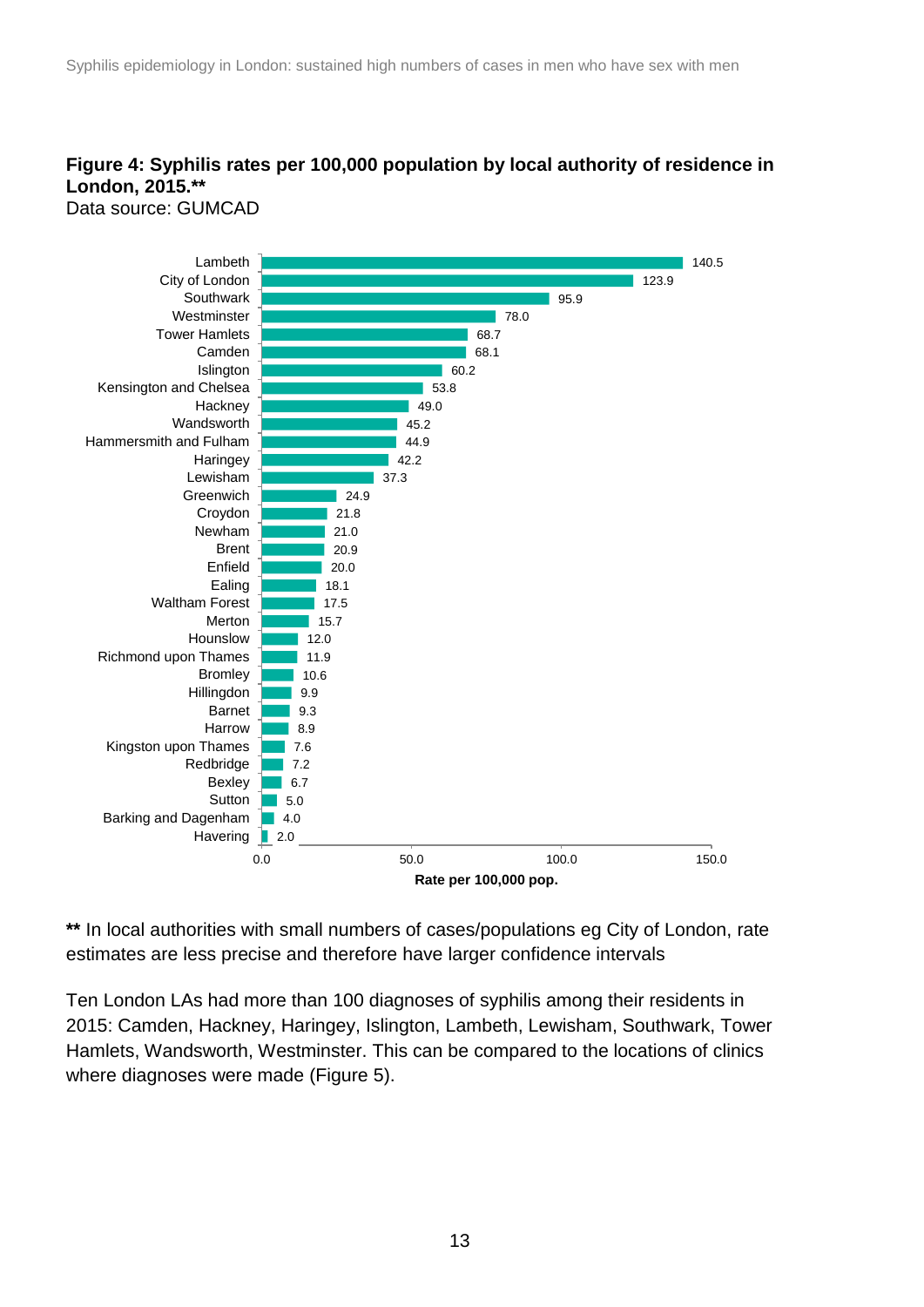**Figure 4: Syphilis rates per 100,000 population by local authority of residence in London, 2015.\*\***

Data source: GUMCAD

| Local authority | Rate per 100,000 pop. |
|---|---|
| Lambeth | 140.5 |
| City of London | 123.9 |
| Southwark | 95.9 |
| Westminster | 78.0 |
| Tower Hamlets | 68.7 |
| Camden | 68.1 |
| Islington | 60.2 |
| Kensington and Chelsea | 53.8 |
| Hackney | 49.0 |
| Wandsworth | 45.2 |
| Hammersmith and Fulham | 44.9 |
| Haringey | 42.2 |
| Lewisham | 37.3 |
| Greenwich | 24.9 |
| Croydon | 21.8 |
| Newham | 21.0 |
| Brent | 20.9 |
| Enfield | 20.0 |
| Ealing | 18.1 |
| Waltham Forest | 17.5 |
| Merton | 15.7 |
| Hounslow | 12.0 |
| Richmond upon Thames | 11.9 |
| Bromley | 10.6 |
| Hillingdon | 9.9 |
| Barnet | 9.3 |
| Harrow | 8.9 |
| Kingston upon Thames | 7.6 |
| Redbridge | 7.2 |
| Bexley | 6.7 |
| Sutton | 5.0 |
| Barking and Dagenham | 4.0 |
| Havering | 2.0 |

**\*\*** In local authorities with small numbers of cases/populations eg City of London, rate estimates are less precise and therefore have larger confidence intervals

Ten London LAs had more than 100 diagnoses of syphilis among their residents in 2015: Camden, Hackney, Haringey, Islington, Lambeth, Lewisham, Southwark, Tower Hamlets, Wandsworth, Westminster. This can be compared to the locations of clinics where diagnoses were made (Figure 5).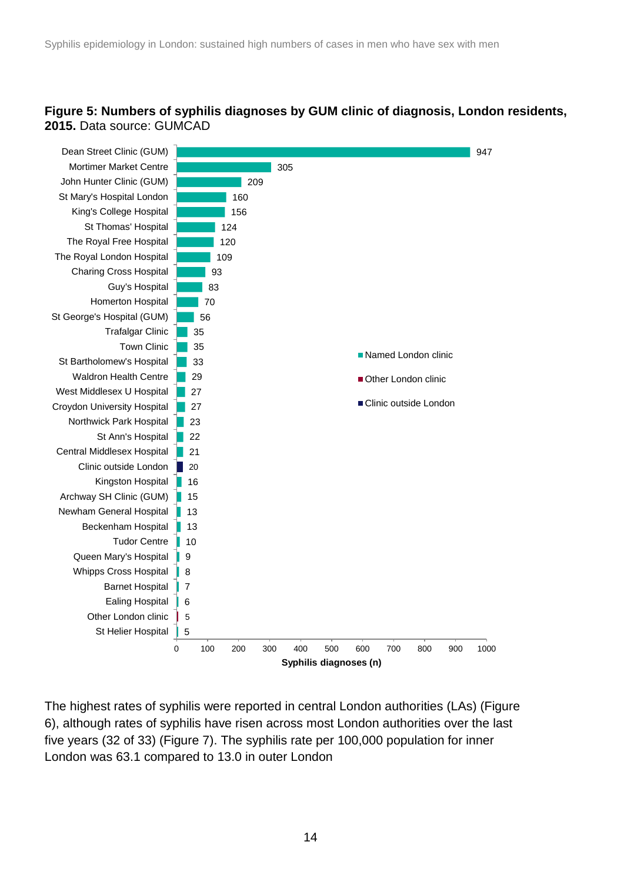**Figure 5: Numbers of syphilis diagnoses by GUM clinic of diagnosis, London residents, 2015.** Data source: GUMCAD

| Clinic | Syphilis diagnoses (n) |
|---|---|
| Dean Street Clinic (GUM) | 947 |
| Mortimer Market Centre | 305 |
| John Hunter Clinic (GUM) | 209 |
| St Mary's Hospital London | 160 |
| King's College Hospital | 156 |
| St Thomas' Hospital | 124 |
| The Royal Free Hospital | 120 |
| The Royal London Hospital | 109 |
| Charing Cross Hospital | 93 |
| Guy's Hospital | 83 |
| Homerton Hospital | 70 |
| St George's Hospital (GUM) | 56 |
| Trafalgar Clinic | 35 |
| Town Clinic | 35 |
| St Bartholomew's Hospital | 33 |
| Waldron Health Centre | 29 |
| West Middlesex U Hospital | 27 |
| Croydon University Hospital | 27 |
| Northwick Park Hospital | 23 |
| St Ann's Hospital | 22 |
| Central Middlesex Hospital | 21 |
| Clinic outside London | 20 |
| Kingston Hospital | 16 |
| Archway SH Clinic (GUM) | 15 |
| Newham General Hospital | 13 |
| Beckenham Hospital | 13 |
| Tudor Centre | 10 |
| Queen Mary's Hospital | 9 |
| Whipps Cross Hospital | 8 |
| Barnet Hospital | 7 |
| Ealing Hospital | 6 |
| Other London clinic | 5 |
| St Helier Hospital | 5 |

Legend: Named London clinic; Other London clinic; Clinic outside London

The highest rates of syphilis were reported in central London authorities (LAs) (Figure 6), although rates of syphilis have risen across most London authorities over the last five years (32 of 33) (Figure 7). The syphilis rate per 100,000 population for inner London was 63.1 compared to 13.0 in outer London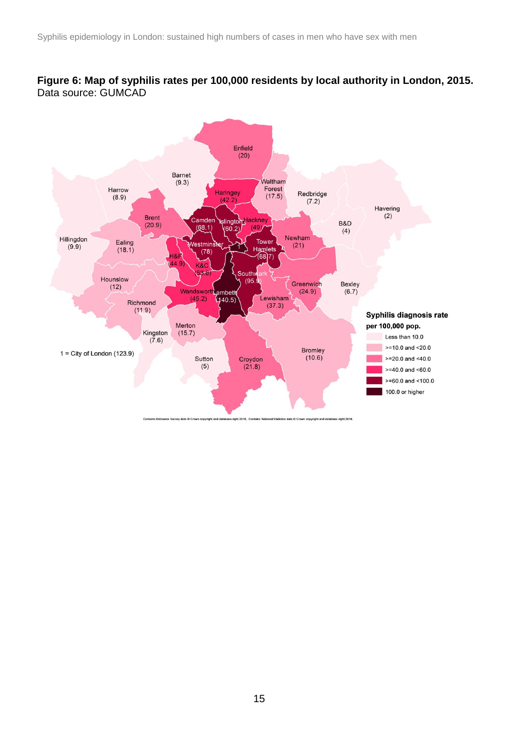**Figure 6: Map of syphilis rates per 100,000 residents by local authority in London, 2015.**
Data source: GUMCAD

Enfield (20)
Barnet (9.3)
Harrow (8.9)
Waltham Forest (17.5)
Redbridge (7.2)
Haringey (42.2)
Havering (2)
Brent (20.9)
Camden (68.1)
Islington (60.2)
Hackney (49)
B&D (4)
Hillingdon (9.9)
Ealing (18.1)
Westminster (78)
Tower Hamlets (68.7)
Newham (21)
H&F (44.9)
K&C (53.8)
Southwark (95.9)
Hounslow (12)
Greenwich (24.9)
Bexley (6.7)
Wandsworth (45.2)
Lambeth (140.5)
Richmond (11.9)
Lewisham (37.3)
Merton (15.7)
Kingston (7.6)
1 = City of London (123.9)
Sutton (5)
Croydon (21.8)
Bromley (10.6)

**Syphilis diagnosis rate per 100,000 pop.**

- Less than 10.0
- >=10.0 and <20.0
- >=20.0 and <40.0
- >=40.0 and <60.0
- >=60.0 and <100.0
- 100.0 or higher

Contains Ordnance Survey data © Crown copyright and database right 2016. Contains National Statistics data © Crown copyright and database right 2016.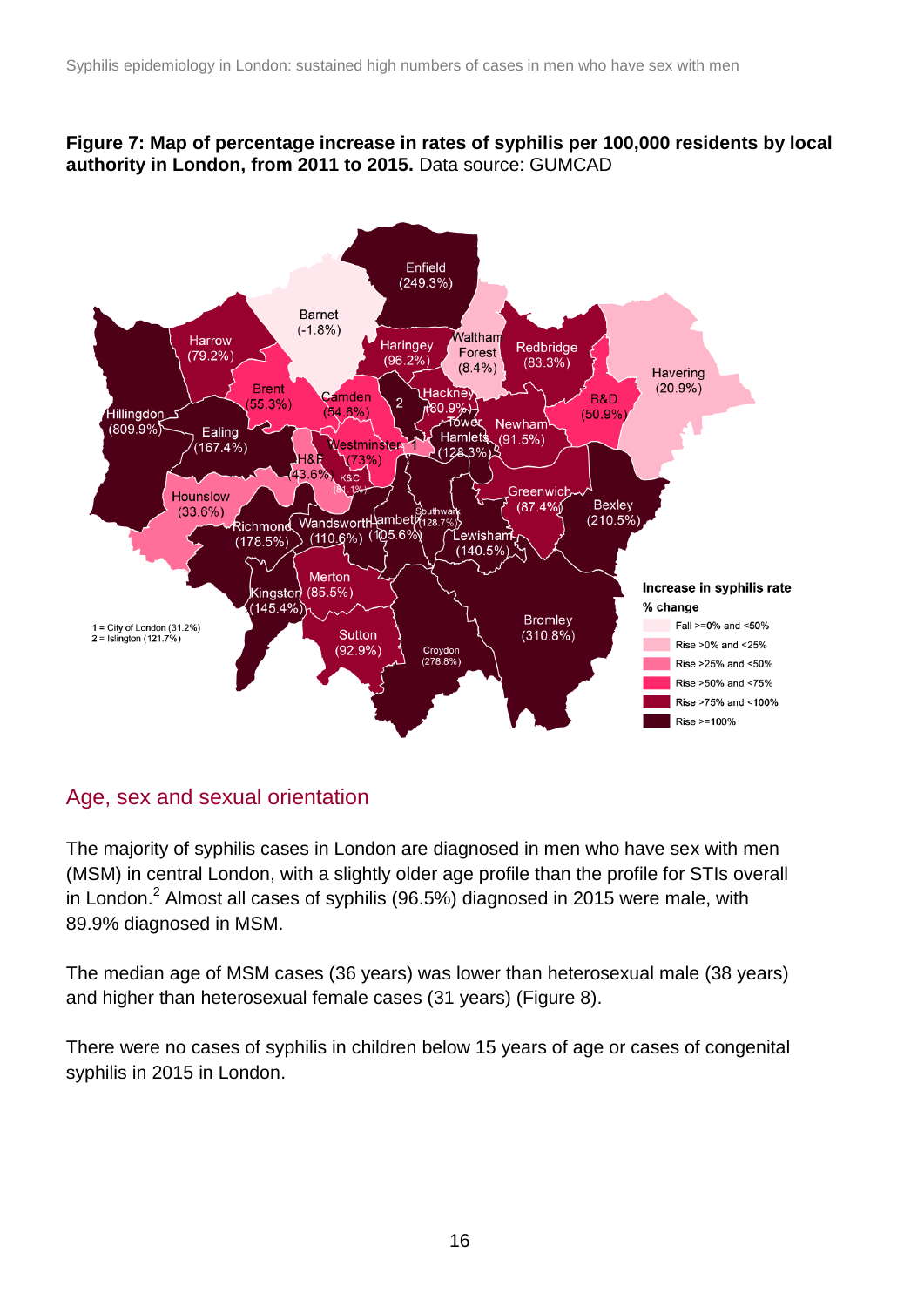**Figure 7: Map of percentage increase in rates of syphilis per 100,000 residents by local authority in London, from 2011 to 2015.** Data source: GUMCAD

## Age, sex and sexual orientation

The majority of syphilis cases in London are diagnosed in men who have sex with men (MSM) in central London, with a slightly older age profile than the profile for STIs overall in London.[2] Almost all cases of syphilis (96.5%) diagnosed in 2015 were male, with 89.9% diagnosed in MSM.

The median age of MSM cases (36 years) was lower than heterosexual male (38 years) and higher than heterosexual female cases (31 years) (Figure 8).

There were no cases of syphilis in children below 15 years of age or cases of congenital syphilis in 2015 in London.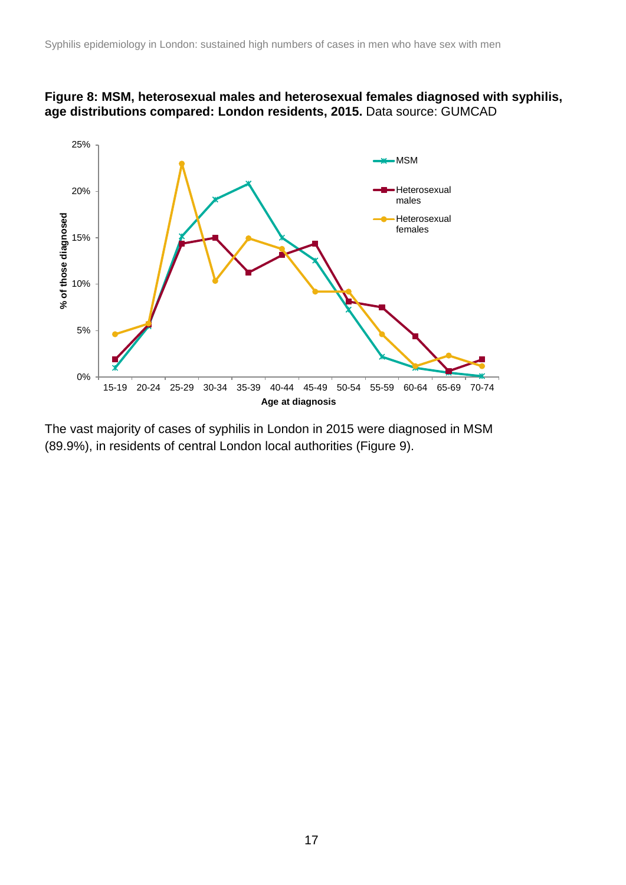**Figure 8: MSM, heterosexual males and heterosexual females diagnosed with syphilis, age distributions compared: London residents, 2015.** Data source: GUMCAD

The vast majority of cases of syphilis in London in 2015 were diagnosed in MSM (89.9%), in residents of central London local authorities (Figure 9).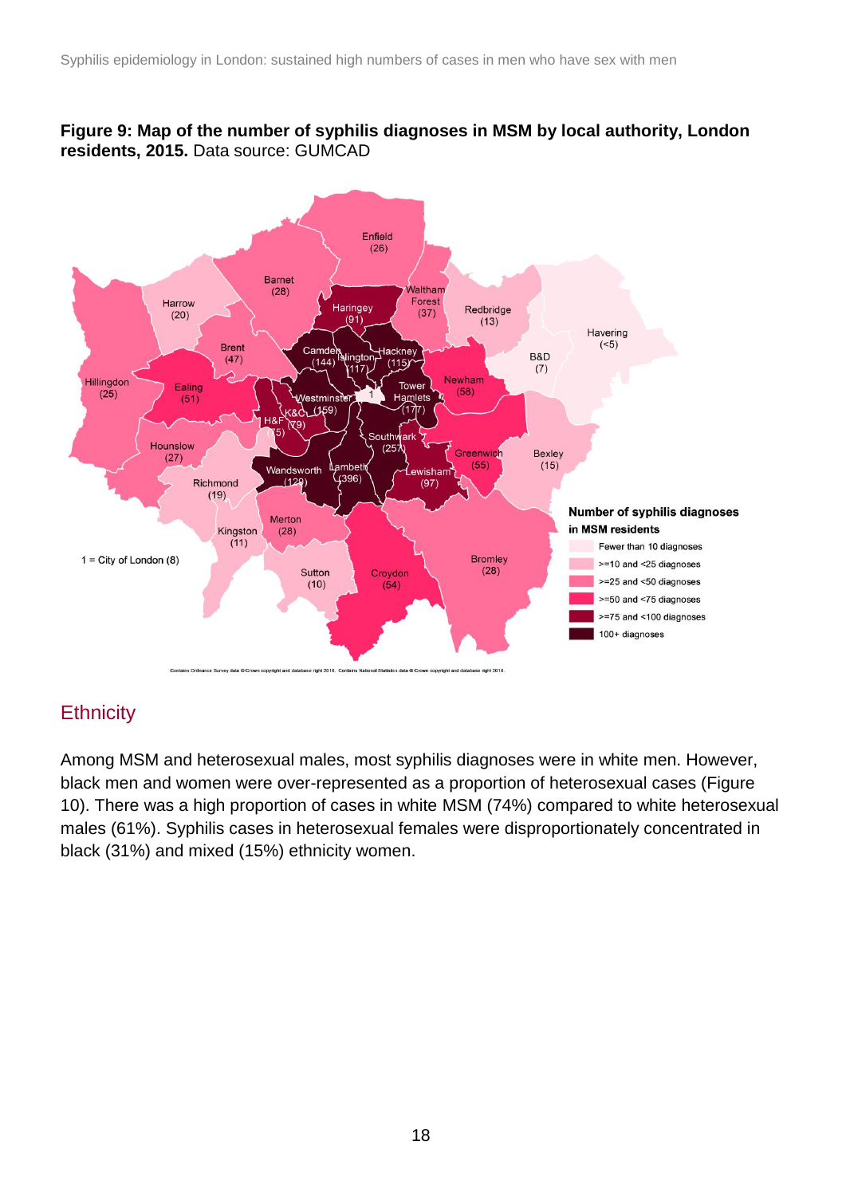**Figure 9: Map of the number of syphilis diagnoses in MSM by local authority, London residents, 2015.** Data source: GUMCAD

## Ethnicity

Among MSM and heterosexual males, most syphilis diagnoses were in white men. However, black men and women were over-represented as a proportion of heterosexual cases (Figure 10). There was a high proportion of cases in white MSM (74%) compared to white heterosexual males (61%). Syphilis cases in heterosexual females were disproportionately concentrated in black (31%) and mixed (15%) ethnicity women.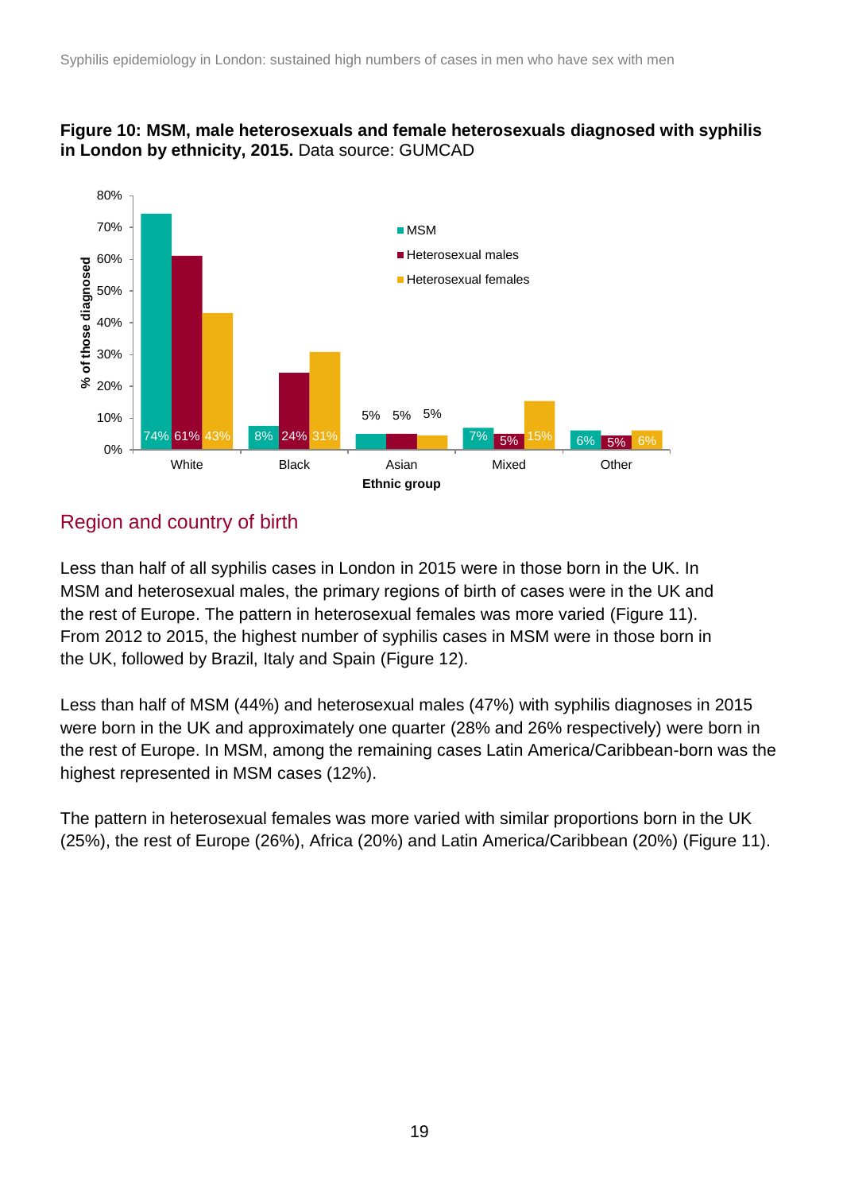**Figure 10: MSM, male heterosexuals and female heterosexuals diagnosed with syphilis in London by ethnicity, 2015.** Data source: GUMCAD

| Ethnic group | MSM | Heterosexual males | Heterosexual females |
|---|---|---|---|
| White | 74% | 61% | 43% |
| Black | 8% | 24% | 31% |
| Asian | 5% | 5% | 5% |
| Mixed | 7% | 5% | 15% |
| Other | 6% | 5% | 6% |

## Region and country of birth

Less than half of all syphilis cases in London in 2015 were in those born in the UK. In MSM and heterosexual males, the primary regions of birth of cases were in the UK and the rest of Europe. The pattern in heterosexual females was more varied (Figure 11). From 2012 to 2015, the highest number of syphilis cases in MSM were in those born in the UK, followed by Brazil, Italy and Spain (Figure 12).

Less than half of MSM (44%) and heterosexual males (47%) with syphilis diagnoses in 2015 were born in the UK and approximately one quarter (28% and 26% respectively) were born in the rest of Europe. In MSM, among the remaining cases Latin America/Caribbean-born was the highest represented in MSM cases (12%).

The pattern in heterosexual females was more varied with similar proportions born in the UK (25%), the rest of Europe (26%), Africa (20%) and Latin America/Caribbean (20%) (Figure 11).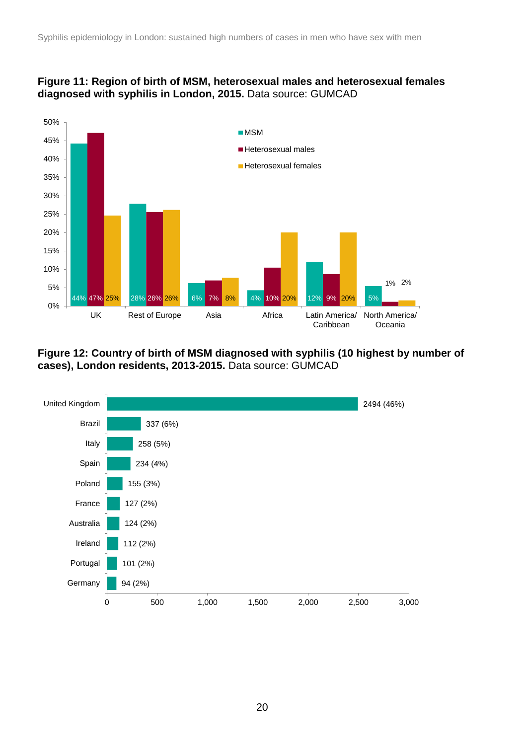**Figure 11: Region of birth of MSM, heterosexual males and heterosexual females diagnosed with syphilis in London, 2015.** Data source: GUMCAD

| Region | MSM | Heterosexual males | Heterosexual females |
|---|---|---|---|
| UK | 44% | 47% | 25% |
| Rest of Europe | 28% | 26% | 26% |
| Asia | 6% | 7% | 8% |
| Africa | 4% | 10% | 20% |
| Latin America/ Caribbean | 12% | 9% | 20% |
| North America/ Oceania | 5% | 1% | 2% |

**Figure 12: Country of birth of MSM diagnosed with syphilis (10 highest by number of cases), London residents, 2013-2015.** Data source: GUMCAD

| Country | Number (%) |
|---|---|
| United Kingdom | 2494 (46%) |
| Brazil | 337 (6%) |
| Italy | 258 (5%) |
| Spain | 234 (4%) |
| Poland | 155 (3%) |
| France | 127 (2%) |
| Australia | 124 (2%) |
| Ireland | 112 (2%) |
| Portugal | 101 (2%) |
| Germany | 94 (2%) |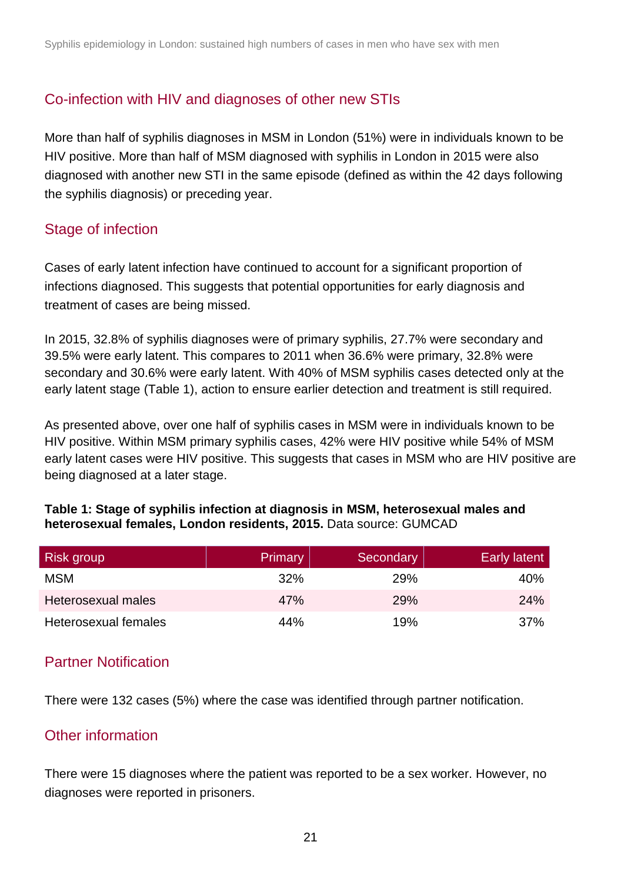## Co-infection with HIV and diagnoses of other new STIs

More than half of syphilis diagnoses in MSM in London (51%) were in individuals known to be HIV positive. More than half of MSM diagnosed with syphilis in London in 2015 were also diagnosed with another new STI in the same episode (defined as within the 42 days following the syphilis diagnosis) or preceding year.

## Stage of infection

Cases of early latent infection have continued to account for a significant proportion of infections diagnosed. This suggests that potential opportunities for early diagnosis and treatment of cases are being missed.

In 2015, 32.8% of syphilis diagnoses were of primary syphilis, 27.7% were secondary and 39.5% were early latent. This compares to 2011 when 36.6% were primary, 32.8% were secondary and 30.6% were early latent. With 40% of MSM syphilis cases detected only at the early latent stage (Table 1), action to ensure earlier detection and treatment is still required.

As presented above, over one half of syphilis cases in MSM were in individuals known to be HIV positive. Within MSM primary syphilis cases, 42% were HIV positive while 54% of MSM early latent cases were HIV positive. This suggests that cases in MSM who are HIV positive are being diagnosed at a later stage.

**Table 1: Stage of syphilis infection at diagnosis in MSM, heterosexual males and heterosexual females, London residents, 2015.** Data source: GUMCAD

| Risk group | Primary | Secondary | Early latent |
|---|---|---|---|
| MSM | 32% | 29% | 40% |
| Heterosexual males | 47% | 29% | 24% |
| Heterosexual females | 44% | 19% | 37% |

## Partner Notification

There were 132 cases (5%) where the case was identified through partner notification.

## Other information

There were 15 diagnoses where the patient was reported to be a sex worker. However, no diagnoses were reported in prisoners.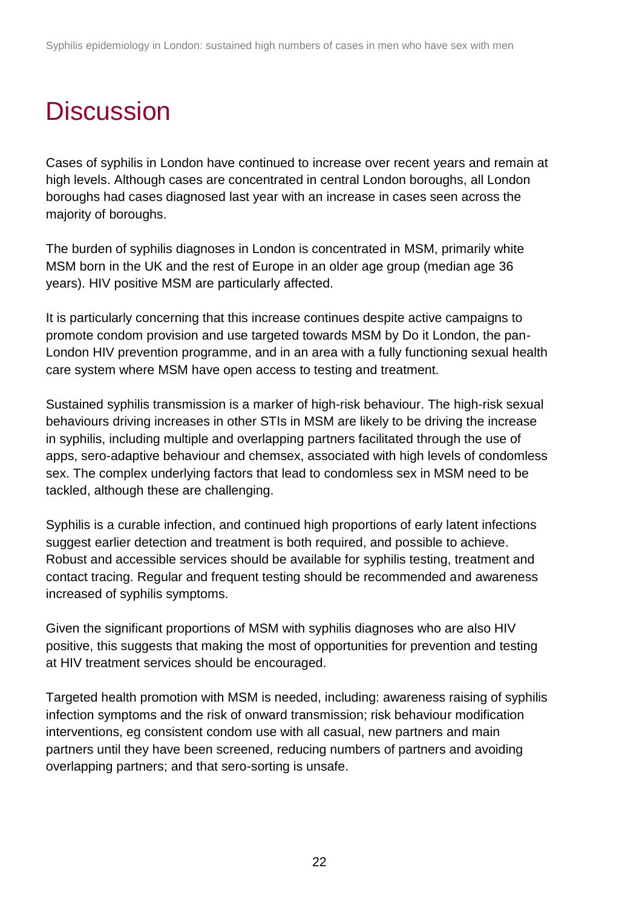# Discussion

Cases of syphilis in London have continued to increase over recent years and remain at high levels. Although cases are concentrated in central London boroughs, all London boroughs had cases diagnosed last year with an increase in cases seen across the majority of boroughs.

The burden of syphilis diagnoses in London is concentrated in MSM, primarily white MSM born in the UK and the rest of Europe in an older age group (median age 36 years). HIV positive MSM are particularly affected.

It is particularly concerning that this increase continues despite active campaigns to promote condom provision and use targeted towards MSM by Do it London, the pan-London HIV prevention programme, and in an area with a fully functioning sexual health care system where MSM have open access to testing and treatment.

Sustained syphilis transmission is a marker of high-risk behaviour. The high-risk sexual behaviours driving increases in other STIs in MSM are likely to be driving the increase in syphilis, including multiple and overlapping partners facilitated through the use of apps, sero-adaptive behaviour and chemsex, associated with high levels of condomless sex. The complex underlying factors that lead to condomless sex in MSM need to be tackled, although these are challenging.

Syphilis is a curable infection, and continued high proportions of early latent infections suggest earlier detection and treatment is both required, and possible to achieve. Robust and accessible services should be available for syphilis testing, treatment and contact tracing. Regular and frequent testing should be recommended and awareness increased of syphilis symptoms.

Given the significant proportions of MSM with syphilis diagnoses who are also HIV positive, this suggests that making the most of opportunities for prevention and testing at HIV treatment services should be encouraged.

Targeted health promotion with MSM is needed, including: awareness raising of syphilis infection symptoms and the risk of onward transmission; risk behaviour modification interventions, eg consistent condom use with all casual, new partners and main partners until they have been screened, reducing numbers of partners and avoiding overlapping partners; and that sero-sorting is unsafe.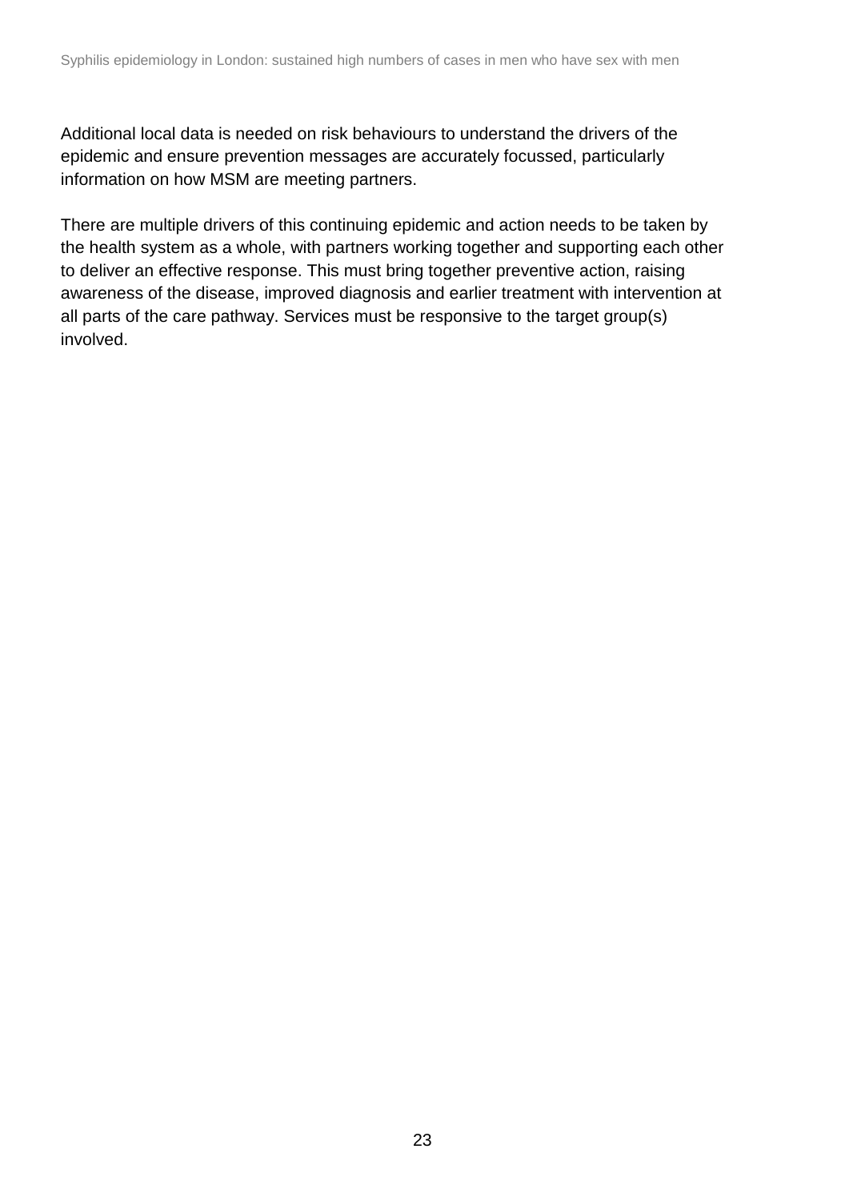Additional local data is needed on risk behaviours to understand the drivers of the epidemic and ensure prevention messages are accurately focussed, particularly information on how MSM are meeting partners.

There are multiple drivers of this continuing epidemic and action needs to be taken by the health system as a whole, with partners working together and supporting each other to deliver an effective response. This must bring together preventive action, raising awareness of the disease, improved diagnosis and earlier treatment with intervention at all parts of the care pathway. Services must be responsive to the target group(s) involved.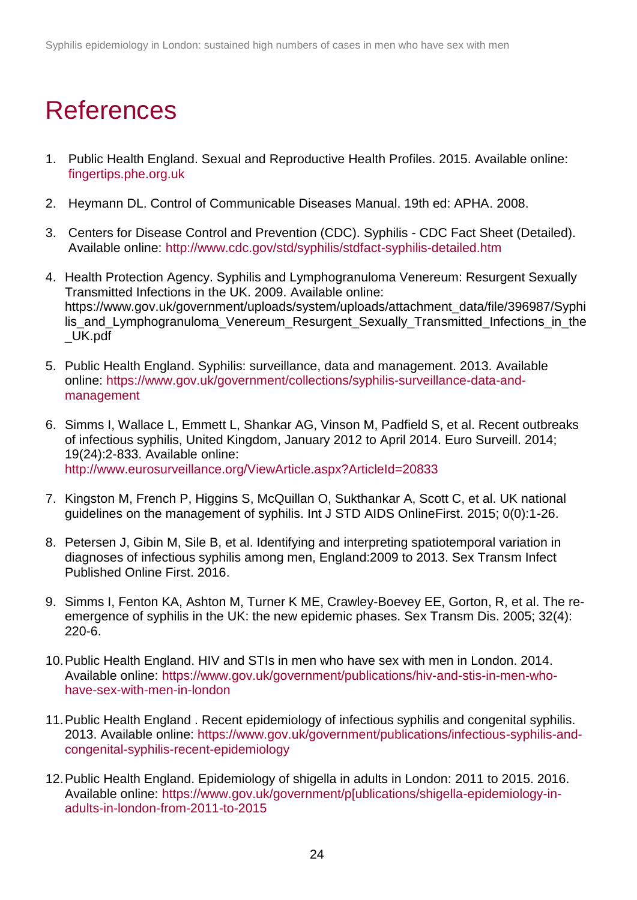# References

1. Public Health England. Sexual and Reproductive Health Profiles. 2015. Available online: fingertips.phe.org.uk

2. Heymann DL. Control of Communicable Diseases Manual. 19th ed: APHA. 2008.

3. Centers for Disease Control and Prevention (CDC). Syphilis - CDC Fact Sheet (Detailed). Available online: http://www.cdc.gov/std/syphilis/stdfact-syphilis-detailed.htm

4. Health Protection Agency. Syphilis and Lymphogranuloma Venereum: Resurgent Sexually Transmitted Infections in the UK. 2009. Available online: https://www.gov.uk/government/uploads/system/uploads/attachment_data/file/396987/Syphilis_and_Lymphogranuloma_Venereum_Resurgent_Sexually_Transmitted_Infections_in_the_UK.pdf

5. Public Health England. Syphilis: surveillance, data and management. 2013. Available online: https://www.gov.uk/government/collections/syphilis-surveillance-data-and-management

6. Simms I, Wallace L, Emmett L, Shankar AG, Vinson M, Padfield S, et al. Recent outbreaks of infectious syphilis, United Kingdom, January 2012 to April 2014. Euro Surveill. 2014; 19(24):2-833. Available online: http://www.eurosurveillance.org/ViewArticle.aspx?ArticleId=20833

7. Kingston M, French P, Higgins S, McQuillan O, Sukthankar A, Scott C, et al. UK national guidelines on the management of syphilis. Int J STD AIDS OnlineFirst. 2015; 0(0):1-26.

8. Petersen J, Gibin M, Sile B, et al. Identifying and interpreting spatiotemporal variation in diagnoses of infectious syphilis among men, England:2009 to 2013. Sex Transm Infect Published Online First. 2016.

9. Simms I, Fenton KA, Ashton M, Turner K ME, Crawley-Boevey EE, Gorton, R, et al. The re-emergence of syphilis in the UK: the new epidemic phases. Sex Transm Dis. 2005; 32(4): 220-6.

10. Public Health England. HIV and STIs in men who have sex with men in London. 2014. Available online: https://www.gov.uk/government/publications/hiv-and-stis-in-men-who-have-sex-with-men-in-london

11. Public Health England . Recent epidemiology of infectious syphilis and congenital syphilis. 2013. Available online: https://www.gov.uk/government/publications/infectious-syphilis-and-congenital-syphilis-recent-epidemiology

12. Public Health England. Epidemiology of shigella in adults in London: 2011 to 2015. 2016. Available online: https://www.gov.uk/government/p[ublications/shigella-epidemiology-in-adults-in-london-from-2011-to-2015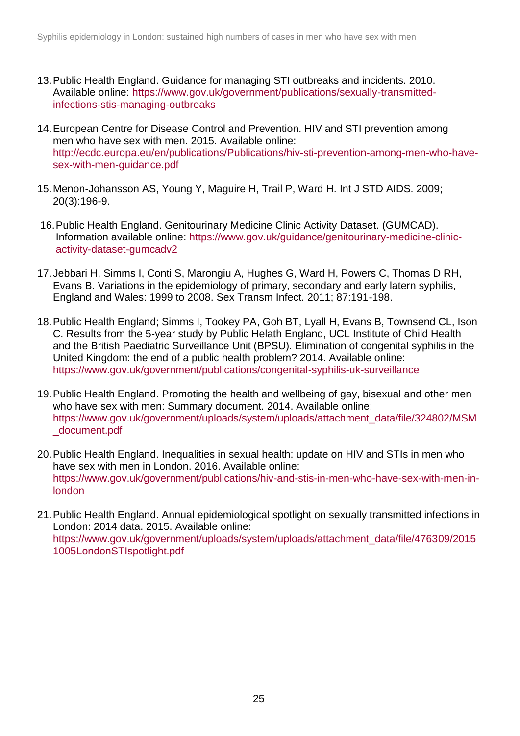13. Public Health England. Guidance for managing STI outbreaks and incidents. 2010. Available online: https://www.gov.uk/government/publications/sexually-transmitted-infections-stis-managing-outbreaks

14. European Centre for Disease Control and Prevention. HIV and STI prevention among men who have sex with men. 2015. Available online: http://ecdc.europa.eu/en/publications/Publications/hiv-sti-prevention-among-men-who-have-sex-with-men-guidance.pdf

15. Menon-Johansson AS, Young Y, Maguire H, Trail P, Ward H. Int J STD AIDS. 2009; 20(3):196-9.

16. Public Health England. Genitourinary Medicine Clinic Activity Dataset. (GUMCAD). Information available online: https://www.gov.uk/guidance/genitourinary-medicine-clinic-activity-dataset-gumcadv2

17. Jebbari H, Simms I, Conti S, Marongiu A, Hughes G, Ward H, Powers C, Thomas D RH, Evans B. Variations in the epidemiology of primary, secondary and early latern syphilis, England and Wales: 1999 to 2008. Sex Transm Infect. 2011; 87:191-198.

18. Public Health England; Simms I, Tookey PA, Goh BT, Lyall H, Evans B, Townsend CL, Ison C. Results from the 5-year study by Public Helath England, UCL Institute of Child Health and the British Paediatric Surveillance Unit (BPSU). Elimination of congenital syphilis in the United Kingdom: the end of a public health problem? 2014. Available online: https://www.gov.uk/government/publications/congenital-syphilis-uk-surveillance

19. Public Health England. Promoting the health and wellbeing of gay, bisexual and other men who have sex with men: Summary document. 2014. Available online: https://www.gov.uk/government/uploads/system/uploads/attachment_data/file/324802/MSM_document.pdf

20. Public Health England. Inequalities in sexual health: update on HIV and STIs in men who have sex with men in London. 2016. Available online: https://www.gov.uk/government/publications/hiv-and-stis-in-men-who-have-sex-with-men-in-london

21. Public Health England. Annual epidemiological spotlight on sexually transmitted infections in London: 2014 data. 2015. Available online: https://www.gov.uk/government/uploads/system/uploads/attachment_data/file/476309/20151005LondonSTIspotlight.pdf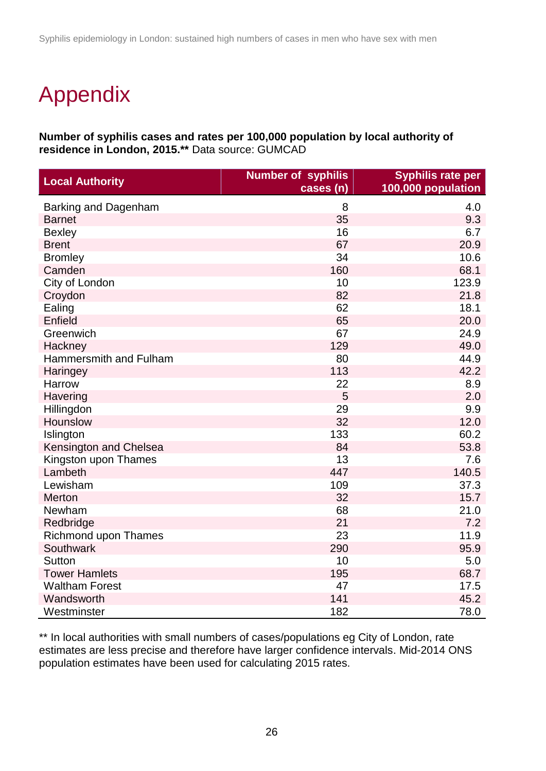# Appendix

**Number of syphilis cases and rates per 100,000 population by local authority of residence in London, 2015.**** Data source: GUMCAD

| Local Authority | Number of syphilis cases (n) | Syphilis rate per 100,000 population |
|---|---|---|
| Barking and Dagenham | 8 | 4.0 |
| Barnet | 35 | 9.3 |
| Bexley | 16 | 6.7 |
| Brent | 67 | 20.9 |
| Bromley | 34 | 10.6 |
| Camden | 160 | 68.1 |
| City of London | 10 | 123.9 |
| Croydon | 82 | 21.8 |
| Ealing | 62 | 18.1 |
| Enfield | 65 | 20.0 |
| Greenwich | 67 | 24.9 |
| Hackney | 129 | 49.0 |
| Hammersmith and Fulham | 80 | 44.9 |
| Haringey | 113 | 42.2 |
| Harrow | 22 | 8.9 |
| Havering | 5 | 2.0 |
| Hillingdon | 29 | 9.9 |
| Hounslow | 32 | 12.0 |
| Islington | 133 | 60.2 |
| Kensington and Chelsea | 84 | 53.8 |
| Kingston upon Thames | 13 | 7.6 |
| Lambeth | 447 | 140.5 |
| Lewisham | 109 | 37.3 |
| Merton | 32 | 15.7 |
| Newham | 68 | 21.0 |
| Redbridge | 21 | 7.2 |
| Richmond upon Thames | 23 | 11.9 |
| Southwark | 290 | 95.9 |
| Sutton | 10 | 5.0 |
| Tower Hamlets | 195 | 68.7 |
| Waltham Forest | 47 | 17.5 |
| Wandsworth | 141 | 45.2 |
| Westminster | 182 | 78.0 |

** In local authorities with small numbers of cases/populations eg City of London, rate estimates are less precise and therefore have larger confidence intervals. Mid-2014 ONS population estimates have been used for calculating 2015 rates.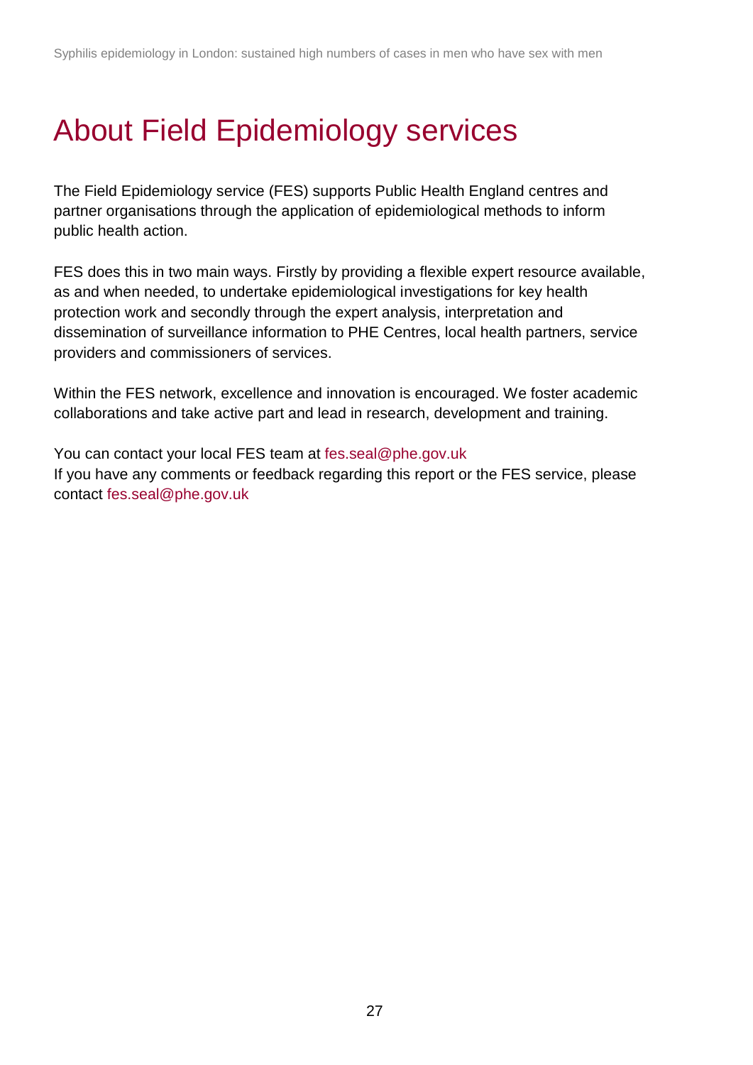# About Field Epidemiology services

The Field Epidemiology service (FES) supports Public Health England centres and partner organisations through the application of epidemiological methods to inform public health action.

FES does this in two main ways. Firstly by providing a flexible expert resource available, as and when needed, to undertake epidemiological investigations for key health protection work and secondly through the expert analysis, interpretation and dissemination of surveillance information to PHE Centres, local health partners, service providers and commissioners of services.

Within the FES network, excellence and innovation is encouraged. We foster academic collaborations and take active part and lead in research, development and training.

You can contact your local FES team at fes.seal@phe.gov.uk
If you have any comments or feedback regarding this report or the FES service, please contact fes.seal@phe.gov.uk